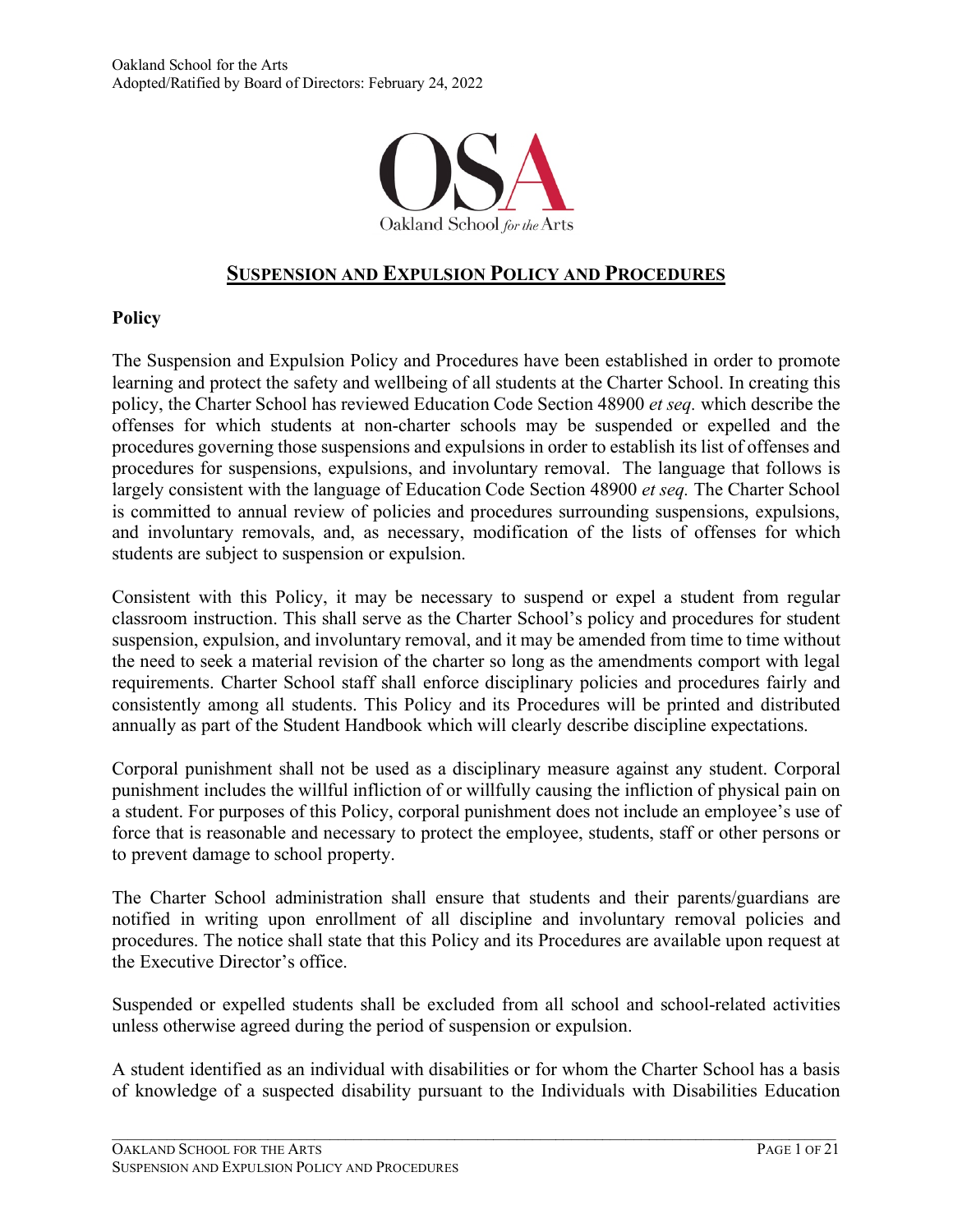Oakland School for the Arts
Adopted/Ratified by Board of Directors: February 24, 2022

# SUSPENSION AND EXPULSION POLICY AND PROCEDURES

## Policy

The Suspension and Expulsion Policy and Procedures have been established in order to promote learning and protect the safety and wellbeing of all students at the Charter School. In creating this policy, the Charter School has reviewed Education Code Section 48900 *et seq.* which describe the offenses for which students at non-charter schools may be suspended or expelled and the procedures governing those suspensions and expulsions in order to establish its list of offenses and procedures for suspensions, expulsions, and involuntary removal. The language that follows is largely consistent with the language of Education Code Section 48900 *et seq.* The Charter School is committed to annual review of policies and procedures surrounding suspensions, expulsions, and involuntary removals, and, as necessary, modification of the lists of offenses for which students are subject to suspension or expulsion.

Consistent with this Policy, it may be necessary to suspend or expel a student from regular classroom instruction. This shall serve as the Charter School's policy and procedures for student suspension, expulsion, and involuntary removal, and it may be amended from time to time without the need to seek a material revision of the charter so long as the amendments comport with legal requirements. Charter School staff shall enforce disciplinary policies and procedures fairly and consistently among all students. This Policy and its Procedures will be printed and distributed annually as part of the Student Handbook which will clearly describe discipline expectations.

Corporal punishment shall not be used as a disciplinary measure against any student. Corporal punishment includes the willful infliction of or willfully causing the infliction of physical pain on a student. For purposes of this Policy, corporal punishment does not include an employee's use of force that is reasonable and necessary to protect the employee, students, staff or other persons or to prevent damage to school property.

The Charter School administration shall ensure that students and their parents/guardians are notified in writing upon enrollment of all discipline and involuntary removal policies and procedures. The notice shall state that this Policy and its Procedures are available upon request at the Executive Director's office.

Suspended or expelled students shall be excluded from all school and school-related activities unless otherwise agreed during the period of suspension or expulsion.

A student identified as an individual with disabilities or for whom the Charter School has a basis of knowledge of a suspected disability pursuant to the Individuals with Disabilities Education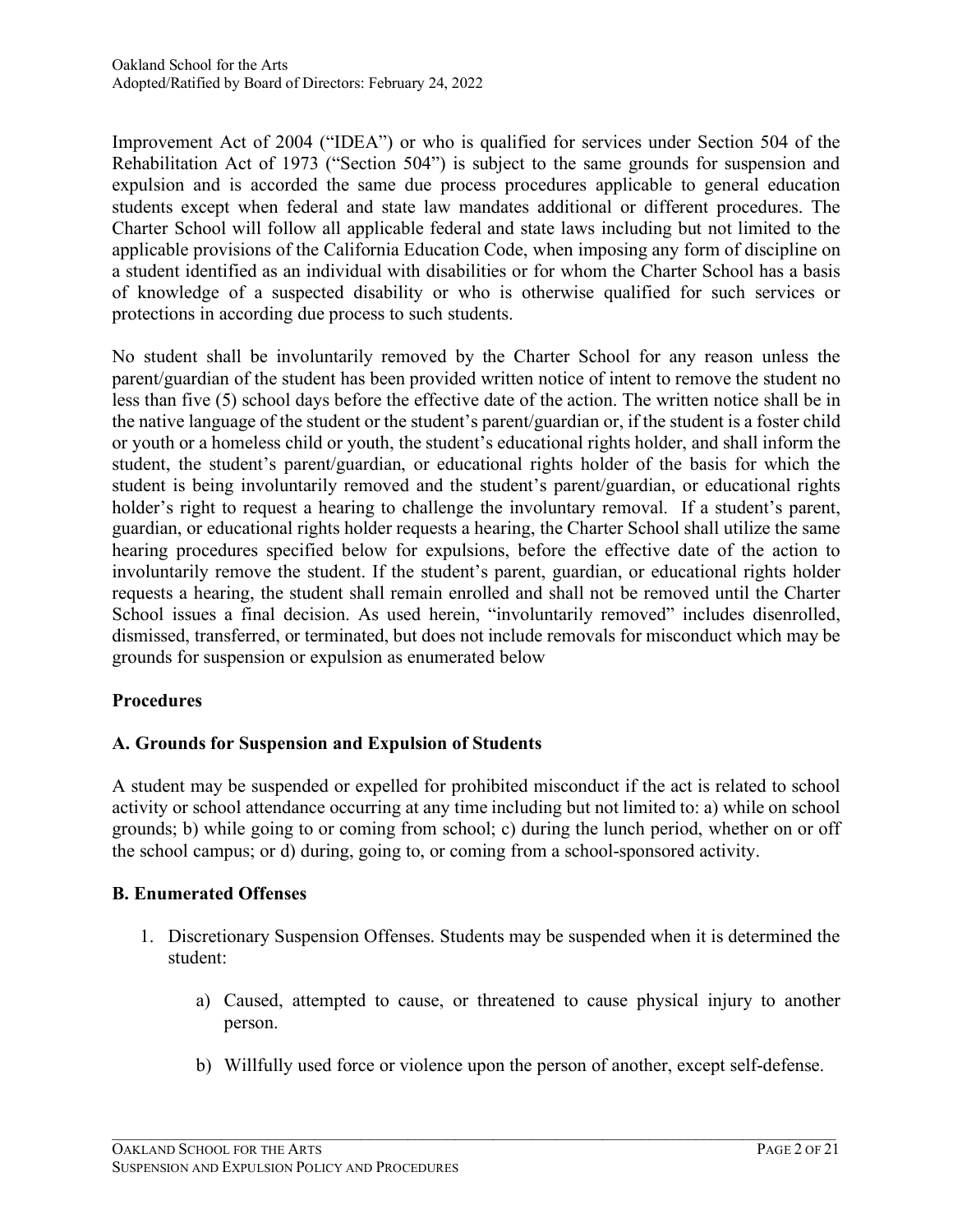Improvement Act of 2004 ("IDEA") or who is qualified for services under Section 504 of the Rehabilitation Act of 1973 ("Section 504") is subject to the same grounds for suspension and expulsion and is accorded the same due process procedures applicable to general education students except when federal and state law mandates additional or different procedures. The Charter School will follow all applicable federal and state laws including but not limited to the applicable provisions of the California Education Code, when imposing any form of discipline on a student identified as an individual with disabilities or for whom the Charter School has a basis of knowledge of a suspected disability or who is otherwise qualified for such services or protections in according due process to such students.

No student shall be involuntarily removed by the Charter School for any reason unless the parent/guardian of the student has been provided written notice of intent to remove the student no less than five (5) school days before the effective date of the action. The written notice shall be in the native language of the student or the student's parent/guardian or, if the student is a foster child or youth or a homeless child or youth, the student's educational rights holder, and shall inform the student, the student's parent/guardian, or educational rights holder of the basis for which the student is being involuntarily removed and the student's parent/guardian, or educational rights holder's right to request a hearing to challenge the involuntary removal. If a student's parent, guardian, or educational rights holder requests a hearing, the Charter School shall utilize the same hearing procedures specified below for expulsions, before the effective date of the action to involuntarily remove the student. If the student's parent, guardian, or educational rights holder requests a hearing, the student shall remain enrolled and shall not be removed until the Charter School issues a final decision. As used herein, "involuntarily removed" includes disenrolled, dismissed, transferred, or terminated, but does not include removals for misconduct which may be grounds for suspension or expulsion as enumerated below

## Procedures

### A. Grounds for Suspension and Expulsion of Students

A student may be suspended or expelled for prohibited misconduct if the act is related to school activity or school attendance occurring at any time including but not limited to: a) while on school grounds; b) while going to or coming from school; c) during the lunch period, whether on or off the school campus; or d) during, going to, or coming from a school-sponsored activity.

### B. Enumerated Offenses

1. Discretionary Suspension Offenses. Students may be suspended when it is determined the student:

    a) Caused, attempted to cause, or threatened to cause physical injury to another person.

    b) Willfully used force or violence upon the person of another, except self-defense.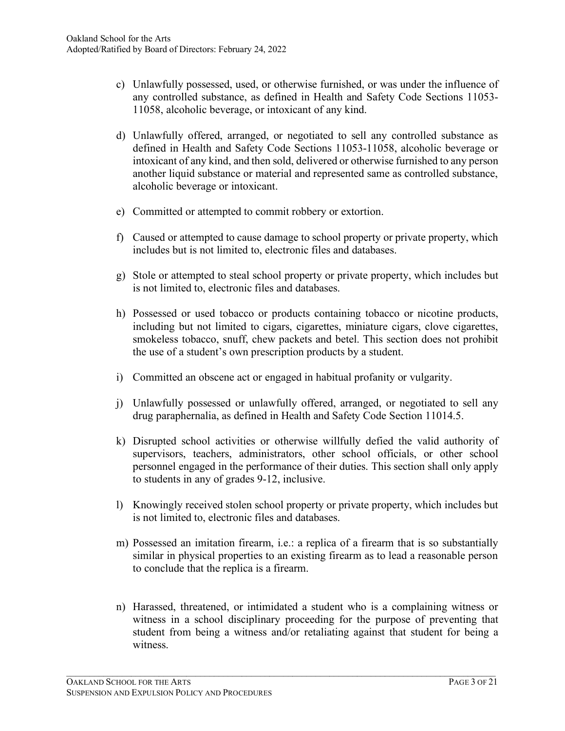c) Unlawfully possessed, used, or otherwise furnished, or was under the influence of any controlled substance, as defined in Health and Safety Code Sections 11053-11058, alcoholic beverage, or intoxicant of any kind.

d) Unlawfully offered, arranged, or negotiated to sell any controlled substance as defined in Health and Safety Code Sections 11053-11058, alcoholic beverage or intoxicant of any kind, and then sold, delivered or otherwise furnished to any person another liquid substance or material and represented same as controlled substance, alcoholic beverage or intoxicant.

e) Committed or attempted to commit robbery or extortion.

f) Caused or attempted to cause damage to school property or private property, which includes but is not limited to, electronic files and databases.

g) Stole or attempted to steal school property or private property, which includes but is not limited to, electronic files and databases.

h) Possessed or used tobacco or products containing tobacco or nicotine products, including but not limited to cigars, cigarettes, miniature cigars, clove cigarettes, smokeless tobacco, snuff, chew packets and betel. This section does not prohibit the use of a student's own prescription products by a student.

i) Committed an obscene act or engaged in habitual profanity or vulgarity.

j) Unlawfully possessed or unlawfully offered, arranged, or negotiated to sell any drug paraphernalia, as defined in Health and Safety Code Section 11014.5.

k) Disrupted school activities or otherwise willfully defied the valid authority of supervisors, teachers, administrators, other school officials, or other school personnel engaged in the performance of their duties. This section shall only apply to students in any of grades 9-12, inclusive.

l) Knowingly received stolen school property or private property, which includes but is not limited to, electronic files and databases.

m) Possessed an imitation firearm, i.e.: a replica of a firearm that is so substantially similar in physical properties to an existing firearm as to lead a reasonable person to conclude that the replica is a firearm.

n) Harassed, threatened, or intimidated a student who is a complaining witness or witness in a school disciplinary proceeding for the purpose of preventing that student from being a witness and/or retaliating against that student for being a witness.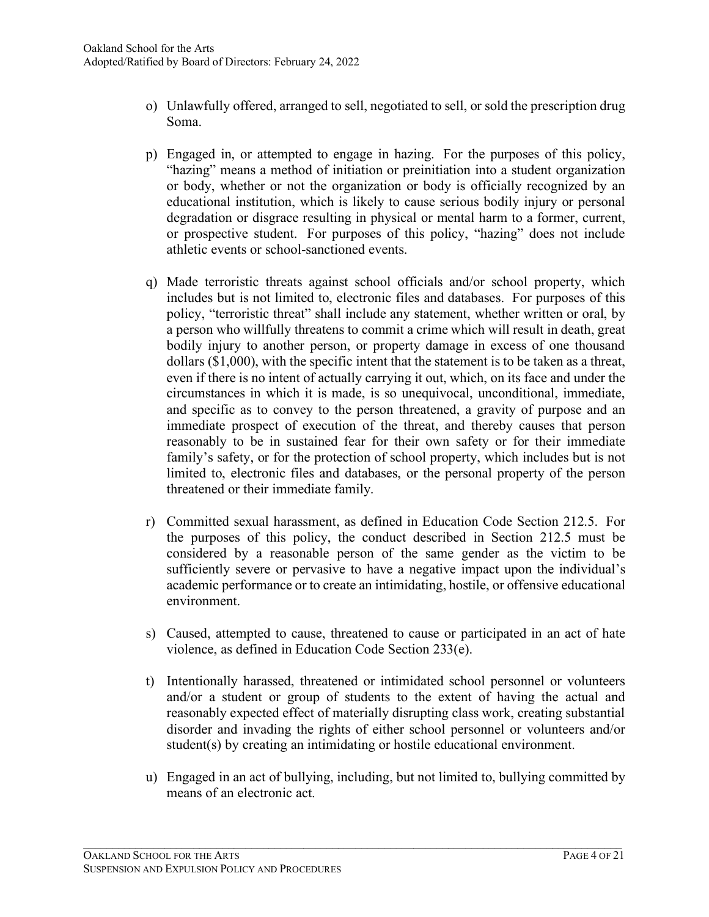o) Unlawfully offered, arranged to sell, negotiated to sell, or sold the prescription drug Soma.

p) Engaged in, or attempted to engage in hazing. For the purposes of this policy, "hazing" means a method of initiation or preinitiation into a student organization or body, whether or not the organization or body is officially recognized by an educational institution, which is likely to cause serious bodily injury or personal degradation or disgrace resulting in physical or mental harm to a former, current, or prospective student. For purposes of this policy, "hazing" does not include athletic events or school-sanctioned events.

q) Made terroristic threats against school officials and/or school property, which includes but is not limited to, electronic files and databases. For purposes of this policy, "terroristic threat" shall include any statement, whether written or oral, by a person who willfully threatens to commit a crime which will result in death, great bodily injury to another person, or property damage in excess of one thousand dollars ($1,000), with the specific intent that the statement is to be taken as a threat, even if there is no intent of actually carrying it out, which, on its face and under the circumstances in which it is made, is so unequivocal, unconditional, immediate, and specific as to convey to the person threatened, a gravity of purpose and an immediate prospect of execution of the threat, and thereby causes that person reasonably to be in sustained fear for their own safety or for their immediate family's safety, or for the protection of school property, which includes but is not limited to, electronic files and databases, or the personal property of the person threatened or their immediate family.

r) Committed sexual harassment, as defined in Education Code Section 212.5. For the purposes of this policy, the conduct described in Section 212.5 must be considered by a reasonable person of the same gender as the victim to be sufficiently severe or pervasive to have a negative impact upon the individual's academic performance or to create an intimidating, hostile, or offensive educational environment.

s) Caused, attempted to cause, threatened to cause or participated in an act of hate violence, as defined in Education Code Section 233(e).

t) Intentionally harassed, threatened or intimidated school personnel or volunteers and/or a student or group of students to the extent of having the actual and reasonably expected effect of materially disrupting class work, creating substantial disorder and invading the rights of either school personnel or volunteers and/or student(s) by creating an intimidating or hostile educational environment.

u) Engaged in an act of bullying, including, but not limited to, bullying committed by means of an electronic act.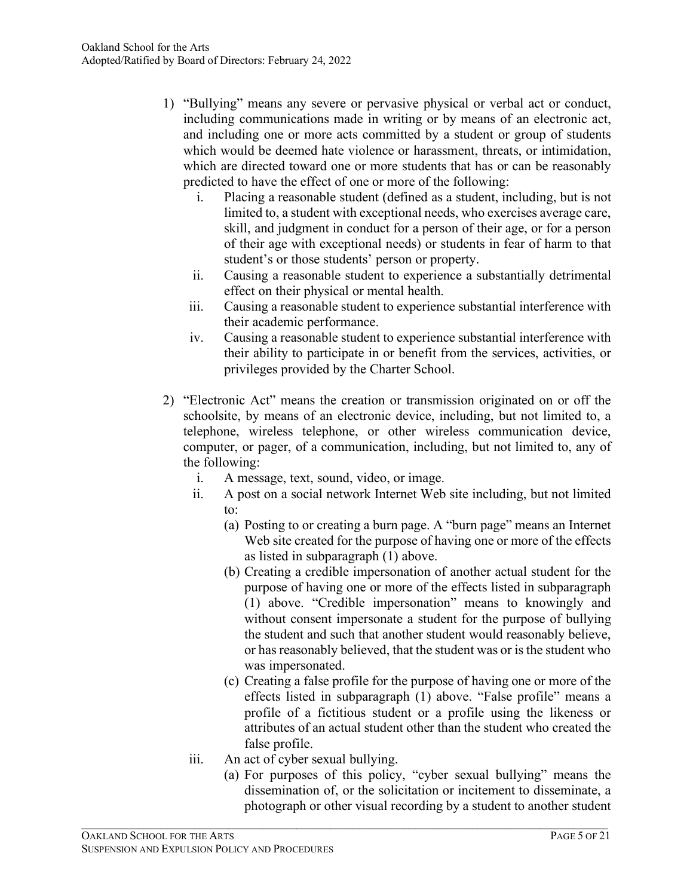1) "Bullying" means any severe or pervasive physical or verbal act or conduct, including communications made in writing or by means of an electronic act, and including one or more acts committed by a student or group of students which would be deemed hate violence or harassment, threats, or intimidation, which are directed toward one or more students that has or can be reasonably predicted to have the effect of one or more of the following:
   i. Placing a reasonable student (defined as a student, including, but is not limited to, a student with exceptional needs, who exercises average care, skill, and judgment in conduct for a person of their age, or for a person of their age with exceptional needs) or students in fear of harm to that student's or those students' person or property.
   ii. Causing a reasonable student to experience a substantially detrimental effect on their physical or mental health.
   iii. Causing a reasonable student to experience substantial interference with their academic performance.
   iv. Causing a reasonable student to experience substantial interference with their ability to participate in or benefit from the services, activities, or privileges provided by the Charter School.

2) "Electronic Act" means the creation or transmission originated on or off the schoolsite, by means of an electronic device, including, but not limited to, a telephone, wireless telephone, or other wireless communication device, computer, or pager, of a communication, including, but not limited to, any of the following:
   i. A message, text, sound, video, or image.
   ii. A post on a social network Internet Web site including, but not limited to:
      (a) Posting to or creating a burn page. A "burn page" means an Internet Web site created for the purpose of having one or more of the effects as listed in subparagraph (1) above.
      (b) Creating a credible impersonation of another actual student for the purpose of having one or more of the effects listed in subparagraph (1) above. "Credible impersonation" means to knowingly and without consent impersonate a student for the purpose of bullying the student and such that another student would reasonably believe, or has reasonably believed, that the student was or is the student who was impersonated.
      (c) Creating a false profile for the purpose of having one or more of the effects listed in subparagraph (1) above. "False profile" means a profile of a fictitious student or a profile using the likeness or attributes of an actual student other than the student who created the false profile.
   iii. An act of cyber sexual bullying.
      (a) For purposes of this policy, "cyber sexual bullying" means the dissemination of, or the solicitation or incitement to disseminate, a photograph or other visual recording by a student to another student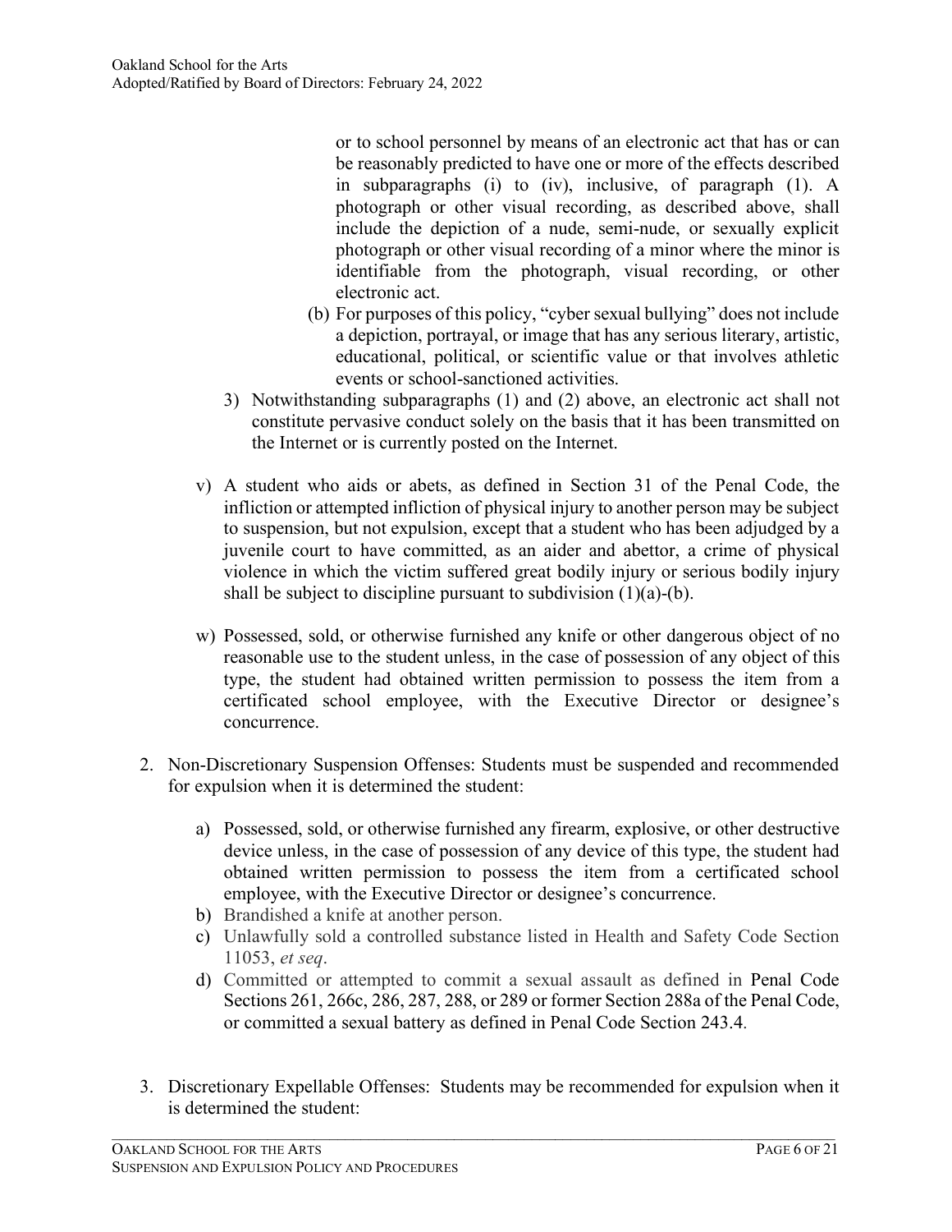or to school personnel by means of an electronic act that has or can be reasonably predicted to have one or more of the effects described in subparagraphs (i) to (iv), inclusive, of paragraph (1). A photograph or other visual recording, as described above, shall include the depiction of a nude, semi-nude, or sexually explicit photograph or other visual recording of a minor where the minor is identifiable from the photograph, visual recording, or other electronic act.

(b) For purposes of this policy, "cyber sexual bullying" does not include a depiction, portrayal, or image that has any serious literary, artistic, educational, political, or scientific value or that involves athletic events or school-sanctioned activities.

3) Notwithstanding subparagraphs (1) and (2) above, an electronic act shall not constitute pervasive conduct solely on the basis that it has been transmitted on the Internet or is currently posted on the Internet.

v) A student who aids or abets, as defined in Section 31 of the Penal Code, the infliction or attempted infliction of physical injury to another person may be subject to suspension, but not expulsion, except that a student who has been adjudged by a juvenile court to have committed, as an aider and abettor, a crime of physical violence in which the victim suffered great bodily injury or serious bodily injury shall be subject to discipline pursuant to subdivision (1)(a)-(b).

w) Possessed, sold, or otherwise furnished any knife or other dangerous object of no reasonable use to the student unless, in the case of possession of any object of this type, the student had obtained written permission to possess the item from a certificated school employee, with the Executive Director or designee's concurrence.

2. Non-Discretionary Suspension Offenses: Students must be suspended and recommended for expulsion when it is determined the student:

    a) Possessed, sold, or otherwise furnished any firearm, explosive, or other destructive device unless, in the case of possession of any device of this type, the student had obtained written permission to possess the item from a certificated school employee, with the Executive Director or designee's concurrence.
    b) Brandished a knife at another person.
    c) Unlawfully sold a controlled substance listed in Health and Safety Code Section 11053, *et seq*.
    d) Committed or attempted to commit a sexual assault as defined in Penal Code Sections 261, 266c, 286, 287, 288, or 289 or former Section 288a of the Penal Code, or committed a sexual battery as defined in Penal Code Section 243.4.

3. Discretionary Expellable Offenses: Students may be recommended for expulsion when it is determined the student: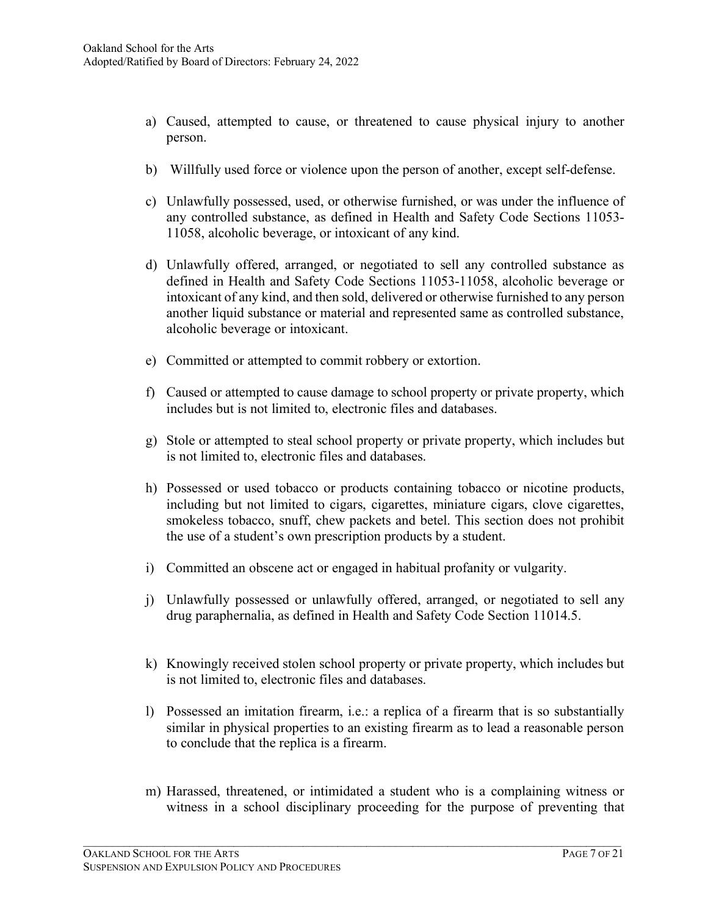a) Caused, attempted to cause, or threatened to cause physical injury to another person.

b) Willfully used force or violence upon the person of another, except self-defense.

c) Unlawfully possessed, used, or otherwise furnished, or was under the influence of any controlled substance, as defined in Health and Safety Code Sections 11053-11058, alcoholic beverage, or intoxicant of any kind.

d) Unlawfully offered, arranged, or negotiated to sell any controlled substance as defined in Health and Safety Code Sections 11053-11058, alcoholic beverage or intoxicant of any kind, and then sold, delivered or otherwise furnished to any person another liquid substance or material and represented same as controlled substance, alcoholic beverage or intoxicant.

e) Committed or attempted to commit robbery or extortion.

f) Caused or attempted to cause damage to school property or private property, which includes but is not limited to, electronic files and databases.

g) Stole or attempted to steal school property or private property, which includes but is not limited to, electronic files and databases.

h) Possessed or used tobacco or products containing tobacco or nicotine products, including but not limited to cigars, cigarettes, miniature cigars, clove cigarettes, smokeless tobacco, snuff, chew packets and betel. This section does not prohibit the use of a student's own prescription products by a student.

i) Committed an obscene act or engaged in habitual profanity or vulgarity.

j) Unlawfully possessed or unlawfully offered, arranged, or negotiated to sell any drug paraphernalia, as defined in Health and Safety Code Section 11014.5.

k) Knowingly received stolen school property or private property, which includes but is not limited to, electronic files and databases.

l) Possessed an imitation firearm, i.e.: a replica of a firearm that is so substantially similar in physical properties to an existing firearm as to lead a reasonable person to conclude that the replica is a firearm.

m) Harassed, threatened, or intimidated a student who is a complaining witness or witness in a school disciplinary proceeding for the purpose of preventing that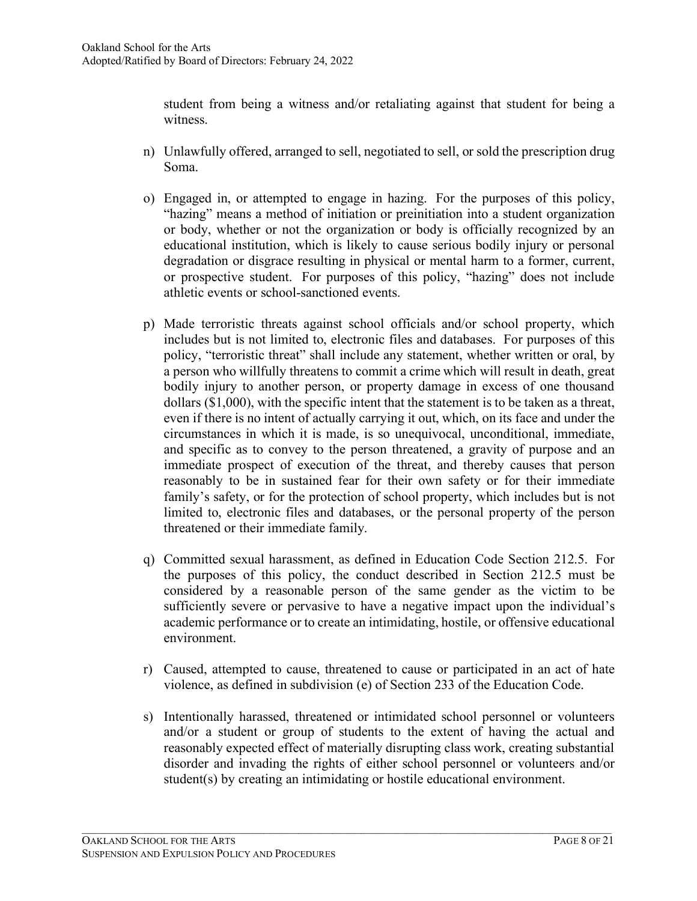student from being a witness and/or retaliating against that student for being a witness.

n) Unlawfully offered, arranged to sell, negotiated to sell, or sold the prescription drug Soma.

o) Engaged in, or attempted to engage in hazing. For the purposes of this policy, "hazing" means a method of initiation or preinitiation into a student organization or body, whether or not the organization or body is officially recognized by an educational institution, which is likely to cause serious bodily injury or personal degradation or disgrace resulting in physical or mental harm to a former, current, or prospective student. For purposes of this policy, "hazing" does not include athletic events or school-sanctioned events.

p) Made terroristic threats against school officials and/or school property, which includes but is not limited to, electronic files and databases. For purposes of this policy, "terroristic threat" shall include any statement, whether written or oral, by a person who willfully threatens to commit a crime which will result in death, great bodily injury to another person, or property damage in excess of one thousand dollars ($1,000), with the specific intent that the statement is to be taken as a threat, even if there is no intent of actually carrying it out, which, on its face and under the circumstances in which it is made, is so unequivocal, unconditional, immediate, and specific as to convey to the person threatened, a gravity of purpose and an immediate prospect of execution of the threat, and thereby causes that person reasonably to be in sustained fear for their own safety or for their immediate family's safety, or for the protection of school property, which includes but is not limited to, electronic files and databases, or the personal property of the person threatened or their immediate family.

q) Committed sexual harassment, as defined in Education Code Section 212.5. For the purposes of this policy, the conduct described in Section 212.5 must be considered by a reasonable person of the same gender as the victim to be sufficiently severe or pervasive to have a negative impact upon the individual's academic performance or to create an intimidating, hostile, or offensive educational environment.

r) Caused, attempted to cause, threatened to cause or participated in an act of hate violence, as defined in subdivision (e) of Section 233 of the Education Code.

s) Intentionally harassed, threatened or intimidated school personnel or volunteers and/or a student or group of students to the extent of having the actual and reasonably expected effect of materially disrupting class work, creating substantial disorder and invading the rights of either school personnel or volunteers and/or student(s) by creating an intimidating or hostile educational environment.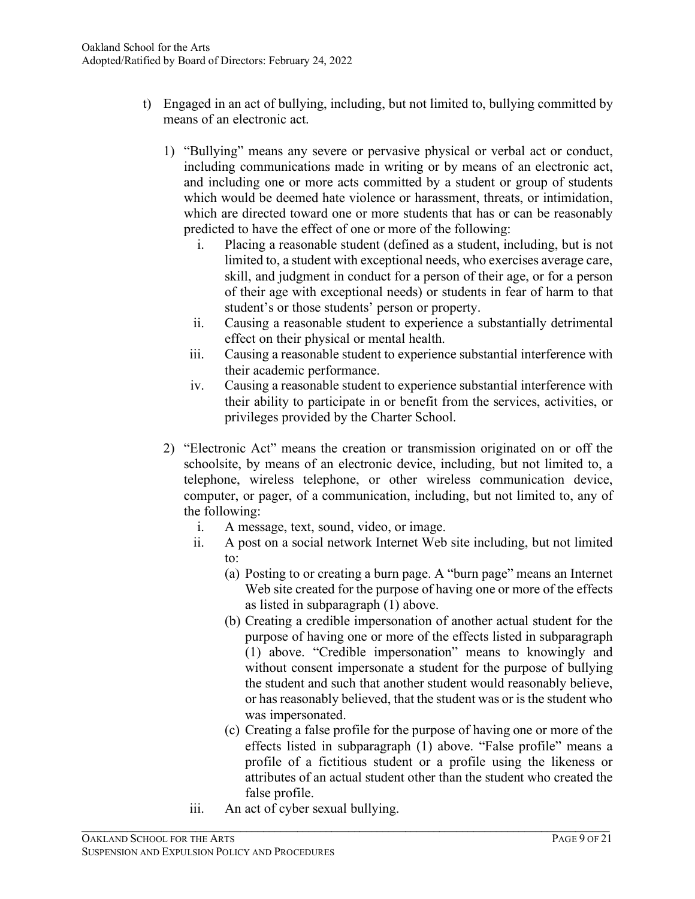t) Engaged in an act of bullying, including, but not limited to, bullying committed by means of an electronic act.

   1) "Bullying" means any severe or pervasive physical or verbal act or conduct, including communications made in writing or by means of an electronic act, and including one or more acts committed by a student or group of students which would be deemed hate violence or harassment, threats, or intimidation, which are directed toward one or more students that has or can be reasonably predicted to have the effect of one or more of the following:

      i. Placing a reasonable student (defined as a student, including, but is not limited to, a student with exceptional needs, who exercises average care, skill, and judgment in conduct for a person of their age, or for a person of their age with exceptional needs) or students in fear of harm to that student's or those students' person or property.

      ii. Causing a reasonable student to experience a substantially detrimental effect on their physical or mental health.

      iii. Causing a reasonable student to experience substantial interference with their academic performance.

      iv. Causing a reasonable student to experience substantial interference with their ability to participate in or benefit from the services, activities, or privileges provided by the Charter School.

   2) "Electronic Act" means the creation or transmission originated on or off the schoolsite, by means of an electronic device, including, but not limited to, a telephone, wireless telephone, or other wireless communication device, computer, or pager, of a communication, including, but not limited to, any of the following:

      i. A message, text, sound, video, or image.

      ii. A post on a social network Internet Web site including, but not limited to:

         (a) Posting to or creating a burn page. A "burn page" means an Internet Web site created for the purpose of having one or more of the effects as listed in subparagraph (1) above.

         (b) Creating a credible impersonation of another actual student for the purpose of having one or more of the effects listed in subparagraph (1) above. "Credible impersonation" means to knowingly and without consent impersonate a student for the purpose of bullying the student and such that another student would reasonably believe, or has reasonably believed, that the student was or is the student who was impersonated.

         (c) Creating a false profile for the purpose of having one or more of the effects listed in subparagraph (1) above. "False profile" means a profile of a fictitious student or a profile using the likeness or attributes of an actual student other than the student who created the false profile.

      iii. An act of cyber sexual bullying.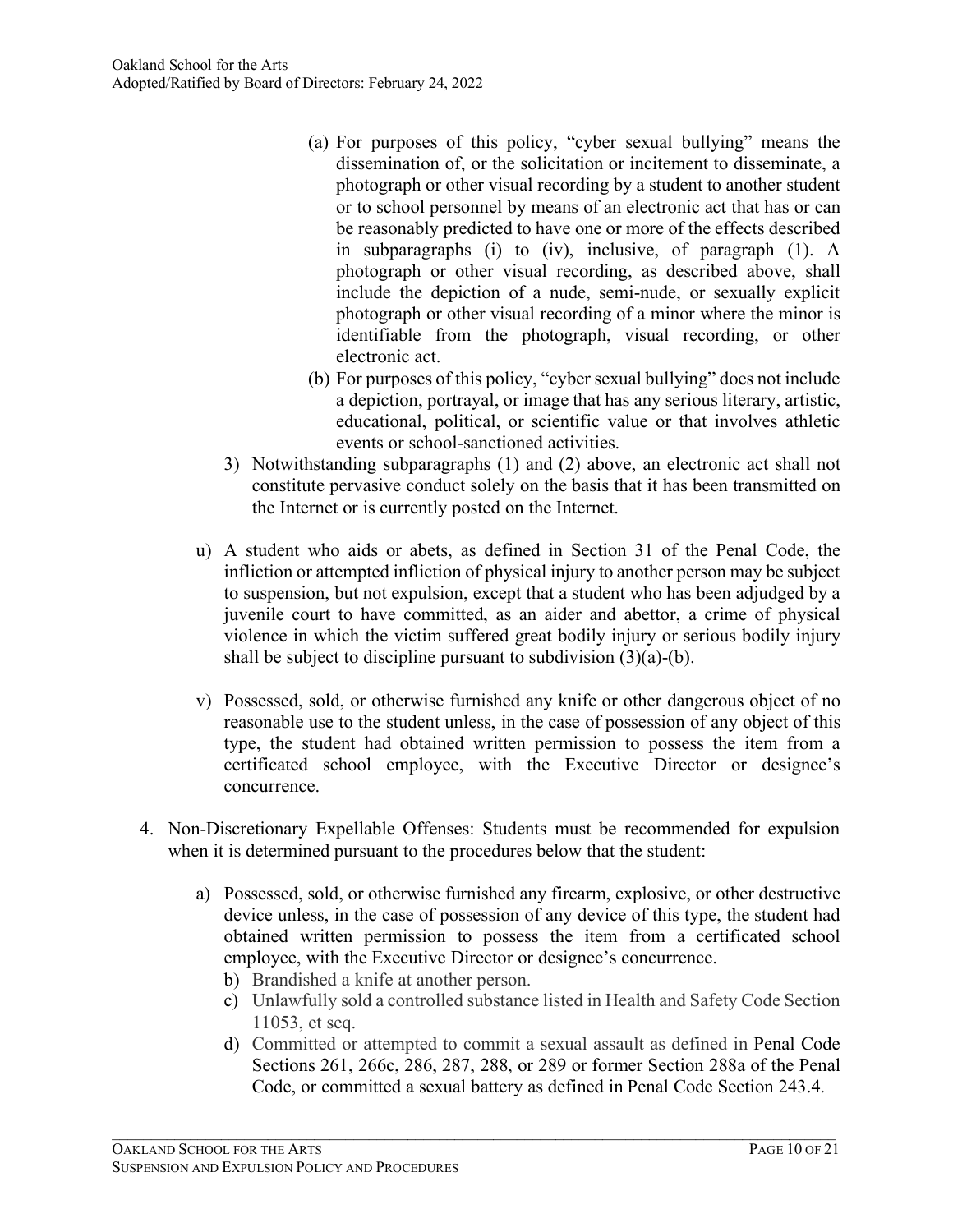(a) For purposes of this policy, "cyber sexual bullying" means the dissemination of, or the solicitation or incitement to disseminate, a photograph or other visual recording by a student to another student or to school personnel by means of an electronic act that has or can be reasonably predicted to have one or more of the effects described in subparagraphs (i) to (iv), inclusive, of paragraph (1). A photograph or other visual recording, as described above, shall include the depiction of a nude, semi-nude, or sexually explicit photograph or other visual recording of a minor where the minor is identifiable from the photograph, visual recording, or other electronic act.

(b) For purposes of this policy, "cyber sexual bullying" does not include a depiction, portrayal, or image that has any serious literary, artistic, educational, political, or scientific value or that involves athletic events or school-sanctioned activities.

3) Notwithstanding subparagraphs (1) and (2) above, an electronic act shall not constitute pervasive conduct solely on the basis that it has been transmitted on the Internet or is currently posted on the Internet.

u) A student who aids or abets, as defined in Section 31 of the Penal Code, the infliction or attempted infliction of physical injury to another person may be subject to suspension, but not expulsion, except that a student who has been adjudged by a juvenile court to have committed, as an aider and abettor, a crime of physical violence in which the victim suffered great bodily injury or serious bodily injury shall be subject to discipline pursuant to subdivision (3)(a)-(b).

v) Possessed, sold, or otherwise furnished any knife or other dangerous object of no reasonable use to the student unless, in the case of possession of any object of this type, the student had obtained written permission to possess the item from a certificated school employee, with the Executive Director or designee's concurrence.

4. Non-Discretionary Expellable Offenses: Students must be recommended for expulsion when it is determined pursuant to the procedures below that the student:

   a) Possessed, sold, or otherwise furnished any firearm, explosive, or other destructive device unless, in the case of possession of any device of this type, the student had obtained written permission to possess the item from a certificated school employee, with the Executive Director or designee's concurrence.
   b) Brandished a knife at another person.
   c) Unlawfully sold a controlled substance listed in Health and Safety Code Section 11053, et seq.
   d) Committed or attempted to commit a sexual assault as defined in Penal Code Sections 261, 266c, 286, 287, 288, or 289 or former Section 288a of the Penal Code, or committed a sexual battery as defined in Penal Code Section 243.4.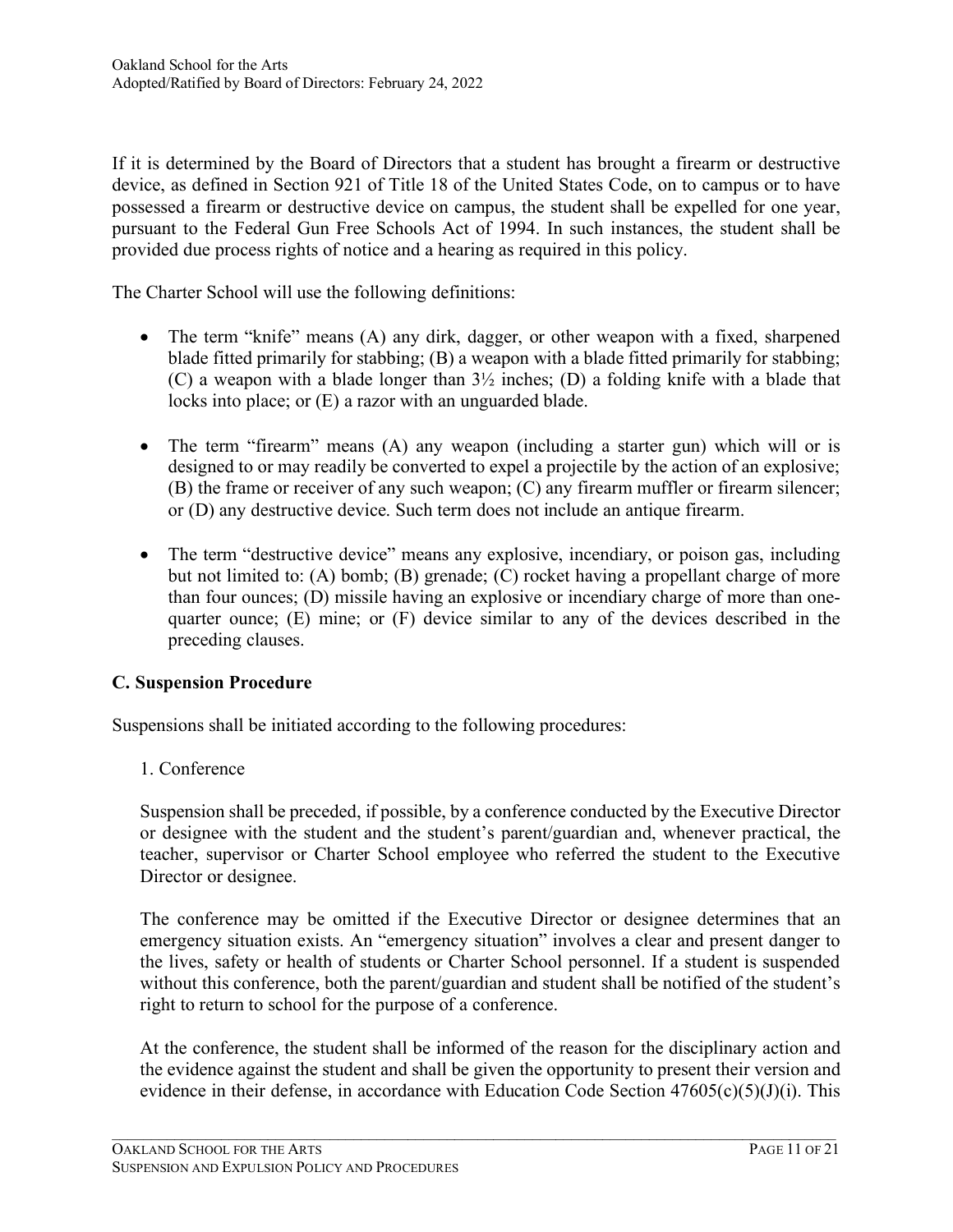If it is determined by the Board of Directors that a student has brought a firearm or destructive device, as defined in Section 921 of Title 18 of the United States Code, on to campus or to have possessed a firearm or destructive device on campus, the student shall be expelled for one year, pursuant to the Federal Gun Free Schools Act of 1994. In such instances, the student shall be provided due process rights of notice and a hearing as required in this policy.

The Charter School will use the following definitions:

- The term "knife" means (A) any dirk, dagger, or other weapon with a fixed, sharpened blade fitted primarily for stabbing; (B) a weapon with a blade fitted primarily for stabbing; (C) a weapon with a blade longer than 3½ inches; (D) a folding knife with a blade that locks into place; or (E) a razor with an unguarded blade.

- The term "firearm" means (A) any weapon (including a starter gun) which will or is designed to or may readily be converted to expel a projectile by the action of an explosive; (B) the frame or receiver of any such weapon; (C) any firearm muffler or firearm silencer; or (D) any destructive device. Such term does not include an antique firearm.

- The term "destructive device" means any explosive, incendiary, or poison gas, including but not limited to: (A) bomb; (B) grenade; (C) rocket having a propellant charge of more than four ounces; (D) missile having an explosive or incendiary charge of more than one-quarter ounce; (E) mine; or (F) device similar to any of the devices described in the preceding clauses.

**C. Suspension Procedure**

Suspensions shall be initiated according to the following procedures:

1. Conference

Suspension shall be preceded, if possible, by a conference conducted by the Executive Director or designee with the student and the student's parent/guardian and, whenever practical, the teacher, supervisor or Charter School employee who referred the student to the Executive Director or designee.

The conference may be omitted if the Executive Director or designee determines that an emergency situation exists. An "emergency situation" involves a clear and present danger to the lives, safety or health of students or Charter School personnel. If a student is suspended without this conference, both the parent/guardian and student shall be notified of the student's right to return to school for the purpose of a conference.

At the conference, the student shall be informed of the reason for the disciplinary action and the evidence against the student and shall be given the opportunity to present their version and evidence in their defense, in accordance with Education Code Section 47605(c)(5)(J)(i). This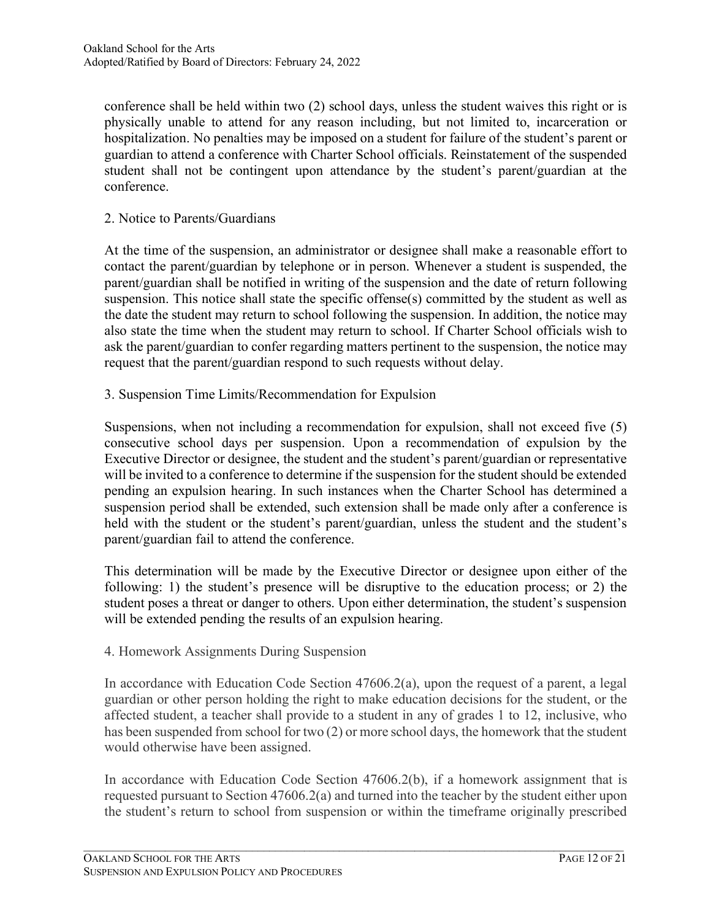conference shall be held within two (2) school days, unless the student waives this right or is physically unable to attend for any reason including, but not limited to, incarceration or hospitalization. No penalties may be imposed on a student for failure of the student's parent or guardian to attend a conference with Charter School officials. Reinstatement of the suspended student shall not be contingent upon attendance by the student's parent/guardian at the conference.

2. Notice to Parents/Guardians

At the time of the suspension, an administrator or designee shall make a reasonable effort to contact the parent/guardian by telephone or in person. Whenever a student is suspended, the parent/guardian shall be notified in writing of the suspension and the date of return following suspension. This notice shall state the specific offense(s) committed by the student as well as the date the student may return to school following the suspension. In addition, the notice may also state the time when the student may return to school. If Charter School officials wish to ask the parent/guardian to confer regarding matters pertinent to the suspension, the notice may request that the parent/guardian respond to such requests without delay.

3. Suspension Time Limits/Recommendation for Expulsion

Suspensions, when not including a recommendation for expulsion, shall not exceed five (5) consecutive school days per suspension. Upon a recommendation of expulsion by the Executive Director or designee, the student and the student's parent/guardian or representative will be invited to a conference to determine if the suspension for the student should be extended pending an expulsion hearing. In such instances when the Charter School has determined a suspension period shall be extended, such extension shall be made only after a conference is held with the student or the student's parent/guardian, unless the student and the student's parent/guardian fail to attend the conference.

This determination will be made by the Executive Director or designee upon either of the following: 1) the student's presence will be disruptive to the education process; or 2) the student poses a threat or danger to others. Upon either determination, the student's suspension will be extended pending the results of an expulsion hearing.

4. Homework Assignments During Suspension

In accordance with Education Code Section 47606.2(a), upon the request of a parent, a legal guardian or other person holding the right to make education decisions for the student, or the affected student, a teacher shall provide to a student in any of grades 1 to 12, inclusive, who has been suspended from school for two (2) or more school days, the homework that the student would otherwise have been assigned.

In accordance with Education Code Section 47606.2(b), if a homework assignment that is requested pursuant to Section 47606.2(a) and turned into the teacher by the student either upon the student's return to school from suspension or within the timeframe originally prescribed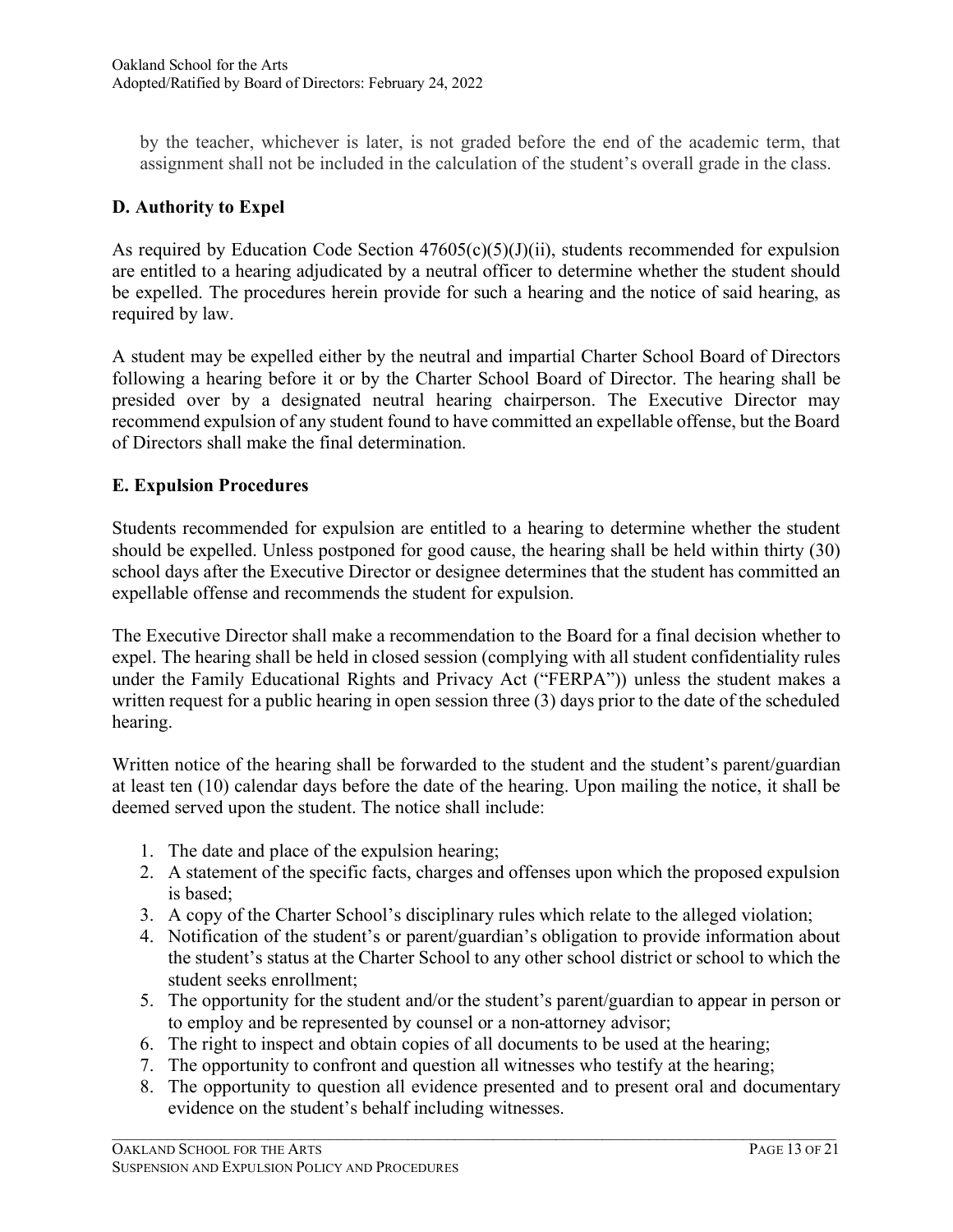by the teacher, whichever is later, is not graded before the end of the academic term, that assignment shall not be included in the calculation of the student's overall grade in the class.

## D. Authority to Expel

As required by Education Code Section 47605(c)(5)(J)(ii), students recommended for expulsion are entitled to a hearing adjudicated by a neutral officer to determine whether the student should be expelled. The procedures herein provide for such a hearing and the notice of said hearing, as required by law.

A student may be expelled either by the neutral and impartial Charter School Board of Directors following a hearing before it or by the Charter School Board of Director. The hearing shall be presided over by a designated neutral hearing chairperson. The Executive Director may recommend expulsion of any student found to have committed an expellable offense, but the Board of Directors shall make the final determination.

## E. Expulsion Procedures

Students recommended for expulsion are entitled to a hearing to determine whether the student should be expelled. Unless postponed for good cause, the hearing shall be held within thirty (30) school days after the Executive Director or designee determines that the student has committed an expellable offense and recommends the student for expulsion.

The Executive Director shall make a recommendation to the Board for a final decision whether to expel. The hearing shall be held in closed session (complying with all student confidentiality rules under the Family Educational Rights and Privacy Act ("FERPA")) unless the student makes a written request for a public hearing in open session three (3) days prior to the date of the scheduled hearing.

Written notice of the hearing shall be forwarded to the student and the student's parent/guardian at least ten (10) calendar days before the date of the hearing. Upon mailing the notice, it shall be deemed served upon the student. The notice shall include:

1. The date and place of the expulsion hearing;
2. A statement of the specific facts, charges and offenses upon which the proposed expulsion is based;
3. A copy of the Charter School's disciplinary rules which relate to the alleged violation;
4. Notification of the student's or parent/guardian's obligation to provide information about the student's status at the Charter School to any other school district or school to which the student seeks enrollment;
5. The opportunity for the student and/or the student's parent/guardian to appear in person or to employ and be represented by counsel or a non-attorney advisor;
6. The right to inspect and obtain copies of all documents to be used at the hearing;
7. The opportunity to confront and question all witnesses who testify at the hearing;
8. The opportunity to question all evidence presented and to present oral and documentary evidence on the student's behalf including witnesses.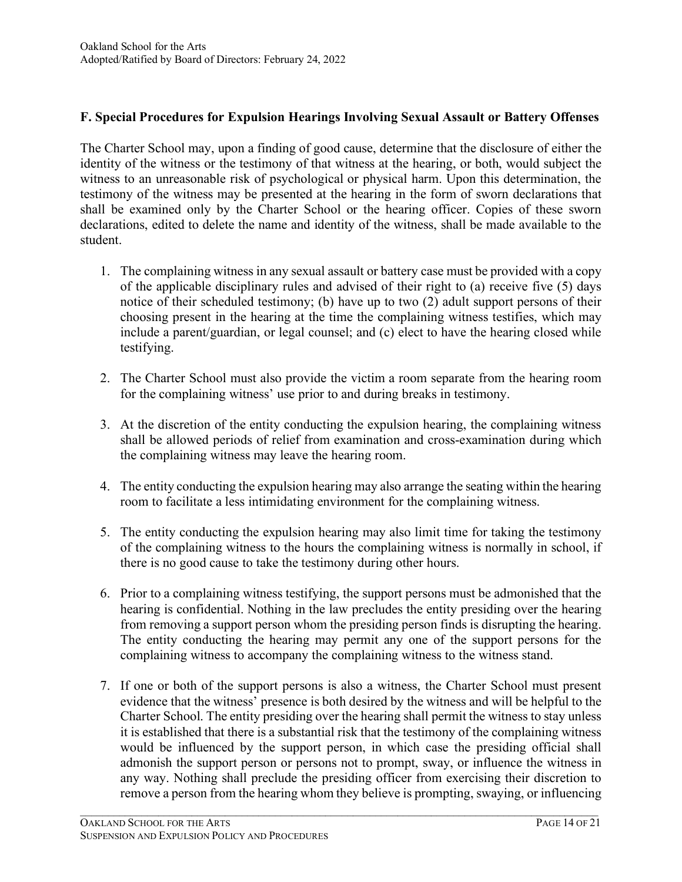### F. Special Procedures for Expulsion Hearings Involving Sexual Assault or Battery Offenses

The Charter School may, upon a finding of good cause, determine that the disclosure of either the identity of the witness or the testimony of that witness at the hearing, or both, would subject the witness to an unreasonable risk of psychological or physical harm. Upon this determination, the testimony of the witness may be presented at the hearing in the form of sworn declarations that shall be examined only by the Charter School or the hearing officer. Copies of these sworn declarations, edited to delete the name and identity of the witness, shall be made available to the student.

1. The complaining witness in any sexual assault or battery case must be provided with a copy of the applicable disciplinary rules and advised of their right to (a) receive five (5) days notice of their scheduled testimony; (b) have up to two (2) adult support persons of their choosing present in the hearing at the time the complaining witness testifies, which may include a parent/guardian, or legal counsel; and (c) elect to have the hearing closed while testifying.

2. The Charter School must also provide the victim a room separate from the hearing room for the complaining witness' use prior to and during breaks in testimony.

3. At the discretion of the entity conducting the expulsion hearing, the complaining witness shall be allowed periods of relief from examination and cross-examination during which the complaining witness may leave the hearing room.

4. The entity conducting the expulsion hearing may also arrange the seating within the hearing room to facilitate a less intimidating environment for the complaining witness.

5. The entity conducting the expulsion hearing may also limit time for taking the testimony of the complaining witness to the hours the complaining witness is normally in school, if there is no good cause to take the testimony during other hours.

6. Prior to a complaining witness testifying, the support persons must be admonished that the hearing is confidential. Nothing in the law precludes the entity presiding over the hearing from removing a support person whom the presiding person finds is disrupting the hearing. The entity conducting the hearing may permit any one of the support persons for the complaining witness to accompany the complaining witness to the witness stand.

7. If one or both of the support persons is also a witness, the Charter School must present evidence that the witness' presence is both desired by the witness and will be helpful to the Charter School. The entity presiding over the hearing shall permit the witness to stay unless it is established that there is a substantial risk that the testimony of the complaining witness would be influenced by the support person, in which case the presiding official shall admonish the support person or persons not to prompt, sway, or influence the witness in any way. Nothing shall preclude the presiding officer from exercising their discretion to remove a person from the hearing whom they believe is prompting, swaying, or influencing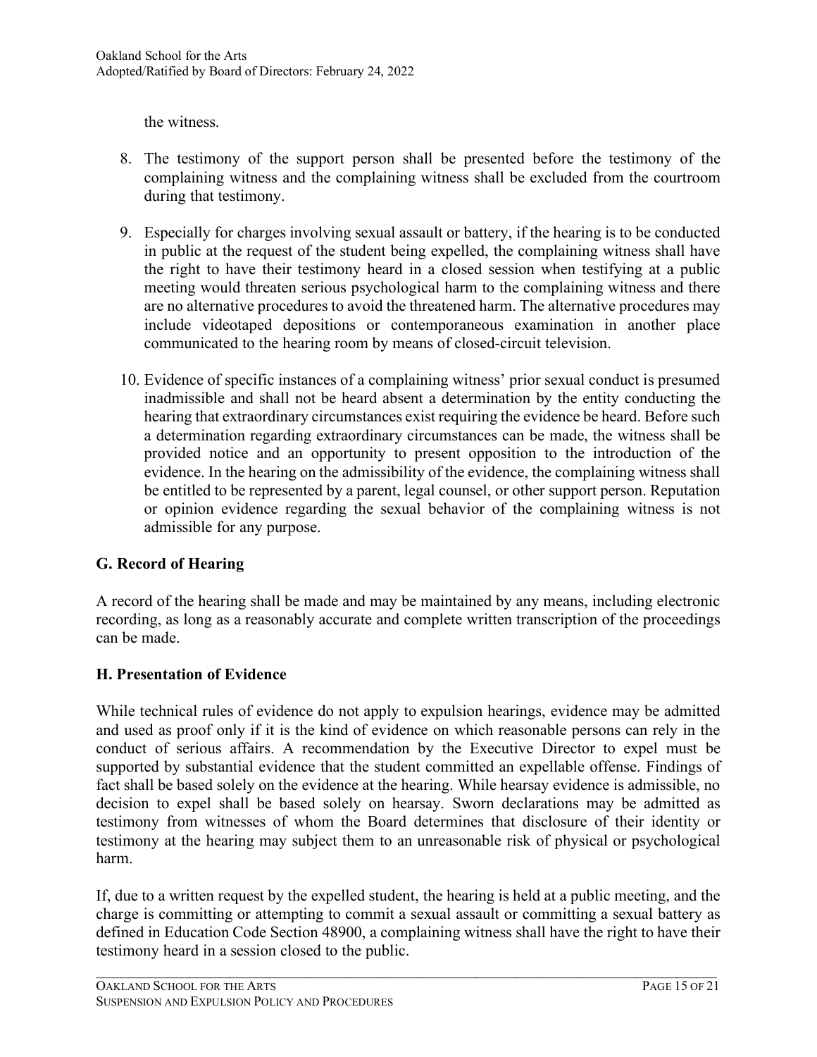the witness.

8. The testimony of the support person shall be presented before the testimony of the complaining witness and the complaining witness shall be excluded from the courtroom during that testimony.

9. Especially for charges involving sexual assault or battery, if the hearing is to be conducted in public at the request of the student being expelled, the complaining witness shall have the right to have their testimony heard in a closed session when testifying at a public meeting would threaten serious psychological harm to the complaining witness and there are no alternative procedures to avoid the threatened harm. The alternative procedures may include videotaped depositions or contemporaneous examination in another place communicated to the hearing room by means of closed-circuit television.

10. Evidence of specific instances of a complaining witness' prior sexual conduct is presumed inadmissible and shall not be heard absent a determination by the entity conducting the hearing that extraordinary circumstances exist requiring the evidence be heard. Before such a determination regarding extraordinary circumstances can be made, the witness shall be provided notice and an opportunity to present opposition to the introduction of the evidence. In the hearing on the admissibility of the evidence, the complaining witness shall be entitled to be represented by a parent, legal counsel, or other support person. Reputation or opinion evidence regarding the sexual behavior of the complaining witness is not admissible for any purpose.

### G. Record of Hearing

A record of the hearing shall be made and may be maintained by any means, including electronic recording, as long as a reasonably accurate and complete written transcription of the proceedings can be made.

### H. Presentation of Evidence

While technical rules of evidence do not apply to expulsion hearings, evidence may be admitted and used as proof only if it is the kind of evidence on which reasonable persons can rely in the conduct of serious affairs. A recommendation by the Executive Director to expel must be supported by substantial evidence that the student committed an expellable offense. Findings of fact shall be based solely on the evidence at the hearing. While hearsay evidence is admissible, no decision to expel shall be based solely on hearsay. Sworn declarations may be admitted as testimony from witnesses of whom the Board determines that disclosure of their identity or testimony at the hearing may subject them to an unreasonable risk of physical or psychological harm.

If, due to a written request by the expelled student, the hearing is held at a public meeting, and the charge is committing or attempting to commit a sexual assault or committing a sexual battery as defined in Education Code Section 48900, a complaining witness shall have the right to have their testimony heard in a session closed to the public.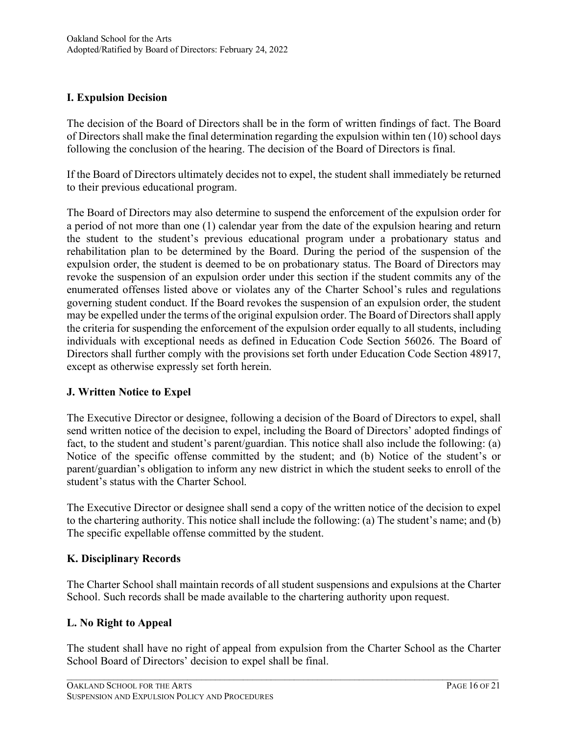## I. Expulsion Decision

The decision of the Board of Directors shall be in the form of written findings of fact. The Board of Directors shall make the final determination regarding the expulsion within ten (10) school days following the conclusion of the hearing. The decision of the Board of Directors is final.

If the Board of Directors ultimately decides not to expel, the student shall immediately be returned to their previous educational program.

The Board of Directors may also determine to suspend the enforcement of the expulsion order for a period of not more than one (1) calendar year from the date of the expulsion hearing and return the student to the student's previous educational program under a probationary status and rehabilitation plan to be determined by the Board. During the period of the suspension of the expulsion order, the student is deemed to be on probationary status. The Board of Directors may revoke the suspension of an expulsion order under this section if the student commits any of the enumerated offenses listed above or violates any of the Charter School's rules and regulations governing student conduct. If the Board revokes the suspension of an expulsion order, the student may be expelled under the terms of the original expulsion order. The Board of Directors shall apply the criteria for suspending the enforcement of the expulsion order equally to all students, including individuals with exceptional needs as defined in Education Code Section 56026. The Board of Directors shall further comply with the provisions set forth under Education Code Section 48917, except as otherwise expressly set forth herein.

## J. Written Notice to Expel

The Executive Director or designee, following a decision of the Board of Directors to expel, shall send written notice of the decision to expel, including the Board of Directors' adopted findings of fact, to the student and student's parent/guardian. This notice shall also include the following: (a) Notice of the specific offense committed by the student; and (b) Notice of the student's or parent/guardian's obligation to inform any new district in which the student seeks to enroll of the student's status with the Charter School.

The Executive Director or designee shall send a copy of the written notice of the decision to expel to the chartering authority. This notice shall include the following: (a) The student's name; and (b) The specific expellable offense committed by the student.

## K. Disciplinary Records

The Charter School shall maintain records of all student suspensions and expulsions at the Charter School. Such records shall be made available to the chartering authority upon request.

## L. No Right to Appeal

The student shall have no right of appeal from expulsion from the Charter School as the Charter School Board of Directors' decision to expel shall be final.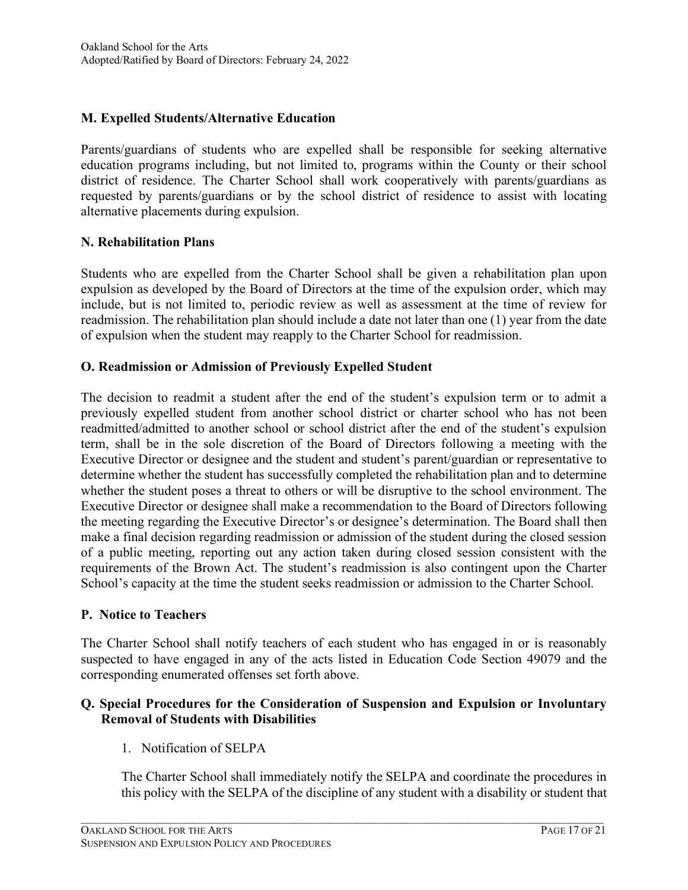**M. Expelled Students/Alternative Education**

Parents/guardians of students who are expelled shall be responsible for seeking alternative education programs including, but not limited to, programs within the County or their school district of residence. The Charter School shall work cooperatively with parents/guardians as requested by parents/guardians or by the school district of residence to assist with locating alternative placements during expulsion.

**N. Rehabilitation Plans**

Students who are expelled from the Charter School shall be given a rehabilitation plan upon expulsion as developed by the Board of Directors at the time of the expulsion order, which may include, but is not limited to, periodic review as well as assessment at the time of review for readmission. The rehabilitation plan should include a date not later than one (1) year from the date of expulsion when the student may reapply to the Charter School for readmission.

**O. Readmission or Admission of Previously Expelled Student**

The decision to readmit a student after the end of the student's expulsion term or to admit a previously expelled student from another school district or charter school who has not been readmitted/admitted to another school or school district after the end of the student's expulsion term, shall be in the sole discretion of the Board of Directors following a meeting with the Executive Director or designee and the student and student's parent/guardian or representative to determine whether the student has successfully completed the rehabilitation plan and to determine whether the student poses a threat to others or will be disruptive to the school environment. The Executive Director or designee shall make a recommendation to the Board of Directors following the meeting regarding the Executive Director's or designee's determination. The Board shall then make a final decision regarding readmission or admission of the student during the closed session of a public meeting, reporting out any action taken during closed session consistent with the requirements of the Brown Act. The student's readmission is also contingent upon the Charter School's capacity at the time the student seeks readmission or admission to the Charter School.

**P. Notice to Teachers**

The Charter School shall notify teachers of each student who has engaged in or is reasonably suspected to have engaged in any of the acts listed in Education Code Section 49079 and the corresponding enumerated offenses set forth above.

**Q. Special Procedures for the Consideration of Suspension and Expulsion or Involuntary Removal of Students with Disabilities**

1. Notification of SELPA

   The Charter School shall immediately notify the SELPA and coordinate the procedures in this policy with the SELPA of the discipline of any student with a disability or student that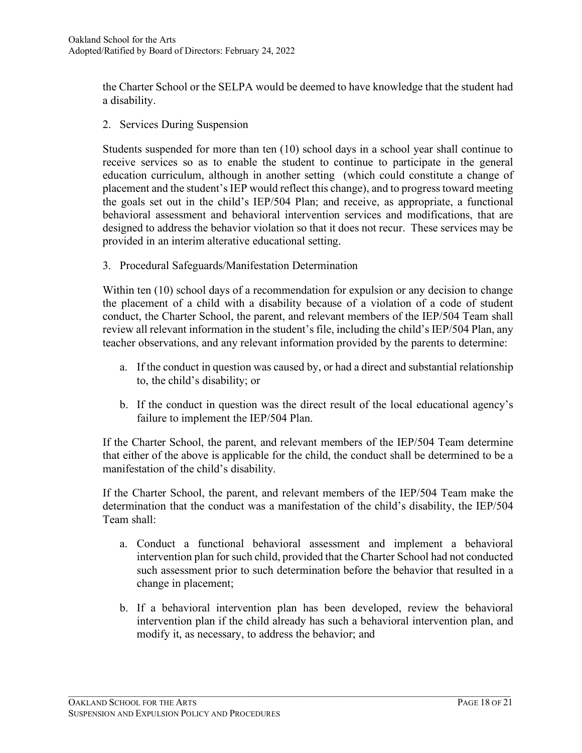the Charter School or the SELPA would be deemed to have knowledge that the student had a disability.

2. Services During Suspension

Students suspended for more than ten (10) school days in a school year shall continue to receive services so as to enable the student to continue to participate in the general education curriculum, although in another setting (which could constitute a change of placement and the student's IEP would reflect this change), and to progress toward meeting the goals set out in the child's IEP/504 Plan; and receive, as appropriate, a functional behavioral assessment and behavioral intervention services and modifications, that are designed to address the behavior violation so that it does not recur. These services may be provided in an interim alterative educational setting.

3. Procedural Safeguards/Manifestation Determination

Within ten (10) school days of a recommendation for expulsion or any decision to change the placement of a child with a disability because of a violation of a code of student conduct, the Charter School, the parent, and relevant members of the IEP/504 Team shall review all relevant information in the student's file, including the child's IEP/504 Plan, any teacher observations, and any relevant information provided by the parents to determine:

   a. If the conduct in question was caused by, or had a direct and substantial relationship to, the child's disability; or

   b. If the conduct in question was the direct result of the local educational agency's failure to implement the IEP/504 Plan.

If the Charter School, the parent, and relevant members of the IEP/504 Team determine that either of the above is applicable for the child, the conduct shall be determined to be a manifestation of the child's disability.

If the Charter School, the parent, and relevant members of the IEP/504 Team make the determination that the conduct was a manifestation of the child's disability, the IEP/504 Team shall:

   a. Conduct a functional behavioral assessment and implement a behavioral intervention plan for such child, provided that the Charter School had not conducted such assessment prior to such determination before the behavior that resulted in a change in placement;

   b. If a behavioral intervention plan has been developed, review the behavioral intervention plan if the child already has such a behavioral intervention plan, and modify it, as necessary, to address the behavior; and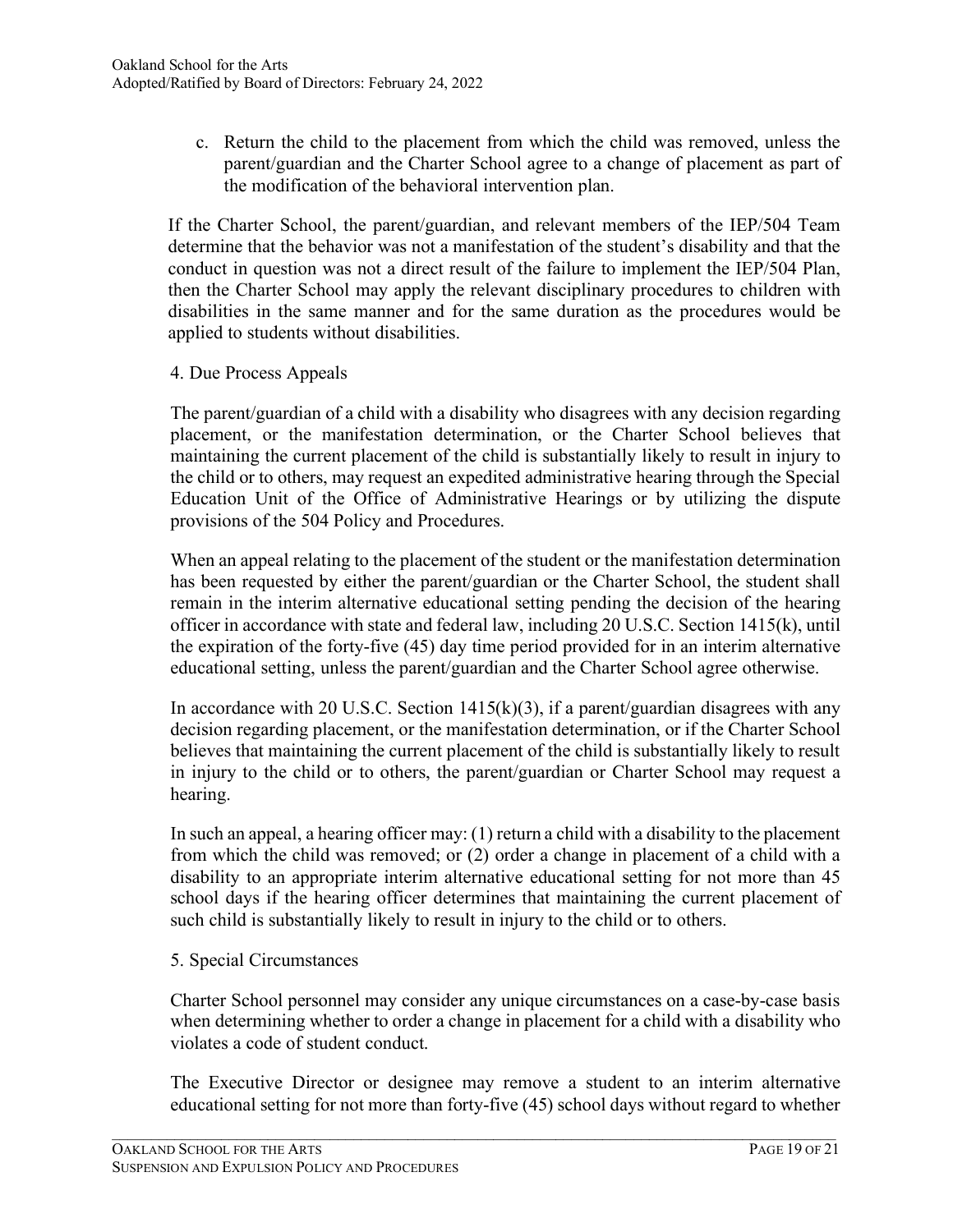c. Return the child to the placement from which the child was removed, unless the parent/guardian and the Charter School agree to a change of placement as part of the modification of the behavioral intervention plan.

If the Charter School, the parent/guardian, and relevant members of the IEP/504 Team determine that the behavior was not a manifestation of the student's disability and that the conduct in question was not a direct result of the failure to implement the IEP/504 Plan, then the Charter School may apply the relevant disciplinary procedures to children with disabilities in the same manner and for the same duration as the procedures would be applied to students without disabilities.

4. Due Process Appeals

The parent/guardian of a child with a disability who disagrees with any decision regarding placement, or the manifestation determination, or the Charter School believes that maintaining the current placement of the child is substantially likely to result in injury to the child or to others, may request an expedited administrative hearing through the Special Education Unit of the Office of Administrative Hearings or by utilizing the dispute provisions of the 504 Policy and Procedures.

When an appeal relating to the placement of the student or the manifestation determination has been requested by either the parent/guardian or the Charter School, the student shall remain in the interim alternative educational setting pending the decision of the hearing officer in accordance with state and federal law, including 20 U.S.C. Section 1415(k), until the expiration of the forty-five (45) day time period provided for in an interim alternative educational setting, unless the parent/guardian and the Charter School agree otherwise.

In accordance with 20 U.S.C. Section 1415(k)(3), if a parent/guardian disagrees with any decision regarding placement, or the manifestation determination, or if the Charter School believes that maintaining the current placement of the child is substantially likely to result in injury to the child or to others, the parent/guardian or Charter School may request a hearing.

In such an appeal, a hearing officer may: (1) return a child with a disability to the placement from which the child was removed; or (2) order a change in placement of a child with a disability to an appropriate interim alternative educational setting for not more than 45 school days if the hearing officer determines that maintaining the current placement of such child is substantially likely to result in injury to the child or to others.

5. Special Circumstances

Charter School personnel may consider any unique circumstances on a case-by-case basis when determining whether to order a change in placement for a child with a disability who violates a code of student conduct.

The Executive Director or designee may remove a student to an interim alternative educational setting for not more than forty-five (45) school days without regard to whether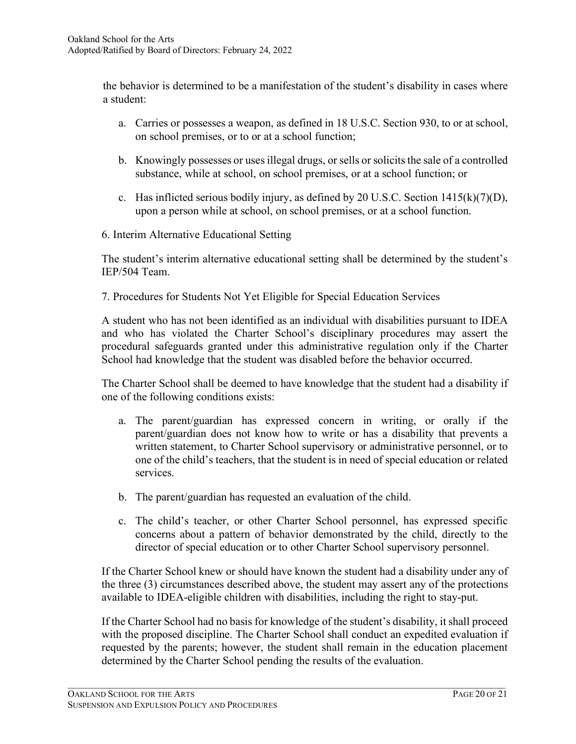the behavior is determined to be a manifestation of the student's disability in cases where a student:

a. Carries or possesses a weapon, as defined in 18 U.S.C. Section 930, to or at school, on school premises, or to or at a school function;

b. Knowingly possesses or uses illegal drugs, or sells or solicits the sale of a controlled substance, while at school, on school premises, or at a school function; or

c. Has inflicted serious bodily injury, as defined by 20 U.S.C. Section 1415(k)(7)(D), upon a person while at school, on school premises, or at a school function.

6. Interim Alternative Educational Setting

The student's interim alternative educational setting shall be determined by the student's IEP/504 Team.

7. Procedures for Students Not Yet Eligible for Special Education Services

A student who has not been identified as an individual with disabilities pursuant to IDEA and who has violated the Charter School's disciplinary procedures may assert the procedural safeguards granted under this administrative regulation only if the Charter School had knowledge that the student was disabled before the behavior occurred.

The Charter School shall be deemed to have knowledge that the student had a disability if one of the following conditions exists:

a. The parent/guardian has expressed concern in writing, or orally if the parent/guardian does not know how to write or has a disability that prevents a written statement, to Charter School supervisory or administrative personnel, or to one of the child's teachers, that the student is in need of special education or related services.

b. The parent/guardian has requested an evaluation of the child.

c. The child's teacher, or other Charter School personnel, has expressed specific concerns about a pattern of behavior demonstrated by the child, directly to the director of special education or to other Charter School supervisory personnel.

If the Charter School knew or should have known the student had a disability under any of the three (3) circumstances described above, the student may assert any of the protections available to IDEA-eligible children with disabilities, including the right to stay-put.

If the Charter School had no basis for knowledge of the student's disability, it shall proceed with the proposed discipline. The Charter School shall conduct an expedited evaluation if requested by the parents; however, the student shall remain in the education placement determined by the Charter School pending the results of the evaluation.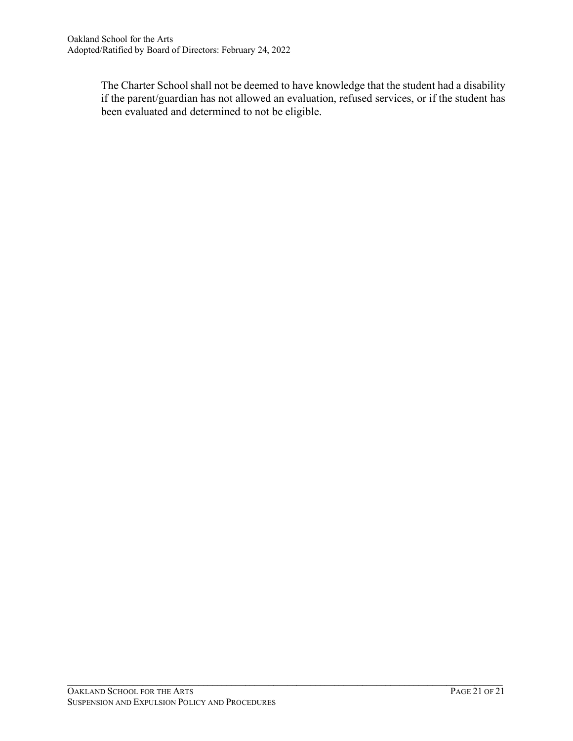The Charter School shall not be deemed to have knowledge that the student had a disability if the parent/guardian has not allowed an evaluation, refused services, or if the student has been evaluated and determined to not be eligible.